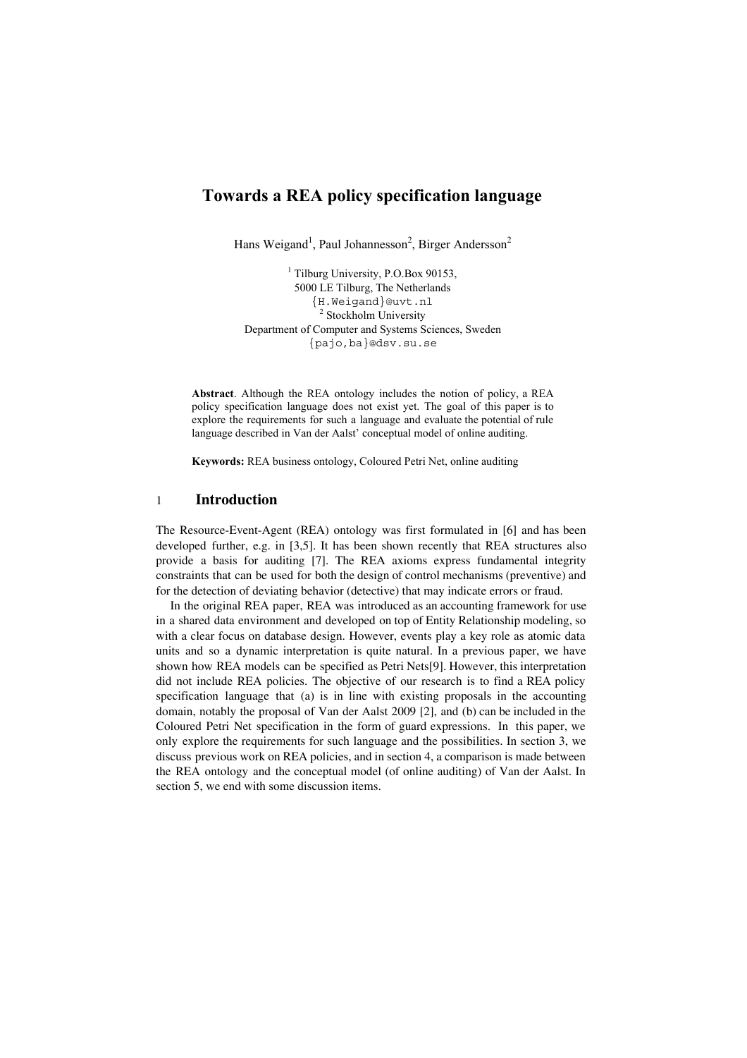# Towards a REA policy specification language

Hans Weigand[1], Paul Johannesson[2], Birger Andersson[2]

[1] Tilburg University, P.O.Box 90153,
5000 LE Tilburg, The Netherlands
{H.Weigand}@uvt.nl
[2] Stockholm University
Department of Computer and Systems Sciences, Sweden
{pajo,ba}@dsv.su.se

**Abstract**. Although the REA ontology includes the notion of policy, a REA policy specification language does not exist yet. The goal of this paper is to explore the requirements for such a language and evaluate the potential of rule language described in Van der Aalst' conceptual model of online auditing.

**Keywords:** REA business ontology, Coloured Petri Net, online auditing

## 1 Introduction

The Resource-Event-Agent (REA) ontology was first formulated in [6] and has been developed further, e.g. in [3,5]. It has been shown recently that REA structures also provide a basis for auditing [7]. The REA axioms express fundamental integrity constraints that can be used for both the design of control mechanisms (preventive) and for the detection of deviating behavior (detective) that may indicate errors or fraud.

In the original REA paper, REA was introduced as an accounting framework for use in a shared data environment and developed on top of Entity Relationship modeling, so with a clear focus on database design. However, events play a key role as atomic data units and so a dynamic interpretation is quite natural. In a previous paper, we have shown how REA models can be specified as Petri Nets[9]. However, this interpretation did not include REA policies. The objective of our research is to find a REA policy specification language that (a) is in line with existing proposals in the accounting domain, notably the proposal of Van der Aalst 2009 [2], and (b) can be included in the Coloured Petri Net specification in the form of guard expressions. In this paper, we only explore the requirements for such language and the possibilities. In section 3, we discuss previous work on REA policies, and in section 4, a comparison is made between the REA ontology and the conceptual model (of online auditing) of Van der Aalst. In section 5, we end with some discussion items.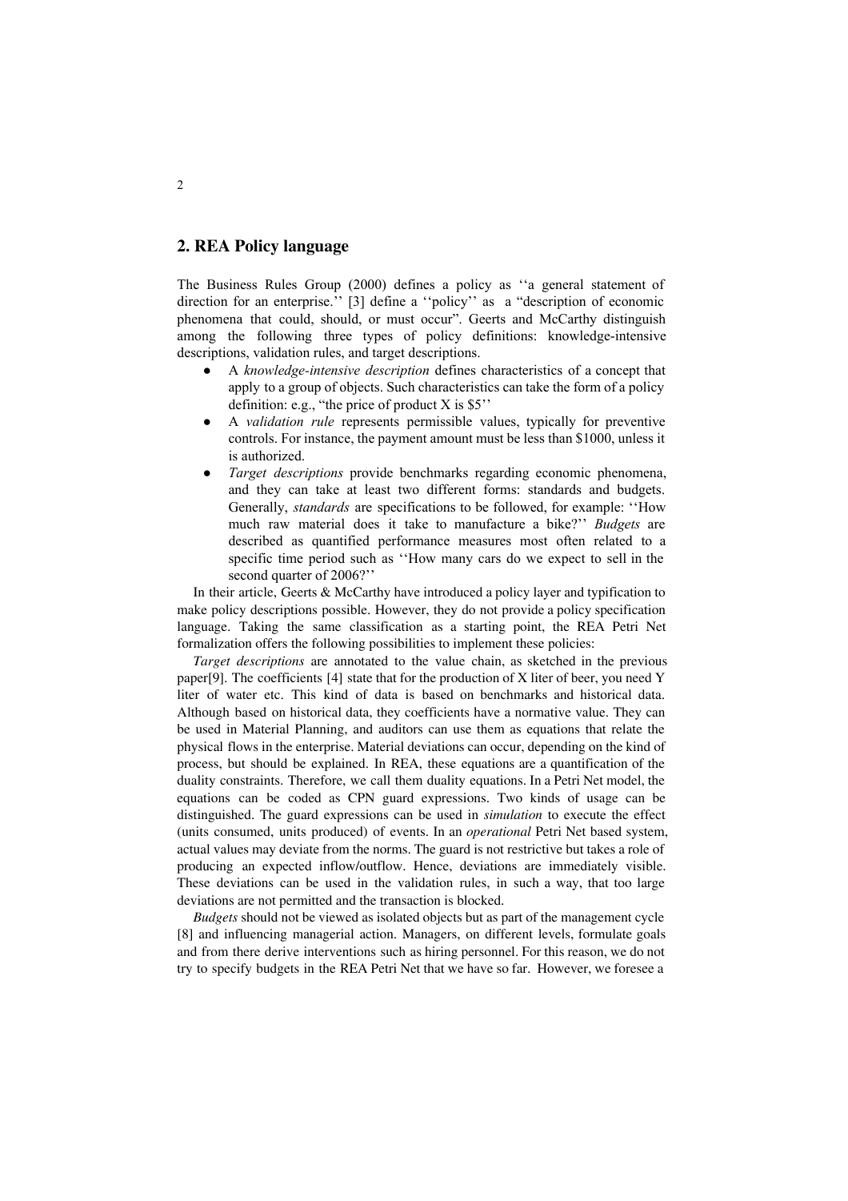## 2. REA Policy language

The Business Rules Group (2000) defines a policy as ''a general statement of direction for an enterprise.'' [3] define a ''policy'' as a "description of economic phenomena that could, should, or must occur". Geerts and McCarthy distinguish among the following three types of policy definitions: knowledge-intensive descriptions, validation rules, and target descriptions.

- A *knowledge-intensive description* defines characteristics of a concept that apply to a group of objects. Such characteristics can take the form of a policy definition: e.g., "the price of product X is $5''
- A *validation rule* represents permissible values, typically for preventive controls. For instance, the payment amount must be less than $1000, unless it is authorized.
- *Target descriptions* provide benchmarks regarding economic phenomena, and they can take at least two different forms: standards and budgets. Generally, *standards* are specifications to be followed, for example: ''How much raw material does it take to manufacture a bike?'' *Budgets* are described as quantified performance measures most often related to a specific time period such as ''How many cars do we expect to sell in the second quarter of 2006?''

In their article, Geerts & McCarthy have introduced a policy layer and typification to make policy descriptions possible. However, they do not provide a policy specification language. Taking the same classification as a starting point, the REA Petri Net formalization offers the following possibilities to implement these policies:

*Target descriptions* are annotated to the value chain, as sketched in the previous paper[9]. The coefficients [4] state that for the production of X liter of beer, you need Y liter of water etc. This kind of data is based on benchmarks and historical data. Although based on historical data, they coefficients have a normative value. They can be used in Material Planning, and auditors can use them as equations that relate the physical flows in the enterprise. Material deviations can occur, depending on the kind of process, but should be explained. In REA, these equations are a quantification of the duality constraints. Therefore, we call them duality equations. In a Petri Net model, the equations can be coded as CPN guard expressions. Two kinds of usage can be distinguished. The guard expressions can be used in *simulation* to execute the effect (units consumed, units produced) of events. In an *operational* Petri Net based system, actual values may deviate from the norms. The guard is not restrictive but takes a role of producing an expected inflow/outflow. Hence, deviations are immediately visible. These deviations can be used in the validation rules, in such a way, that too large deviations are not permitted and the transaction is blocked.

*Budgets* should not be viewed as isolated objects but as part of the management cycle [8] and influencing managerial action. Managers, on different levels, formulate goals and from there derive interventions such as hiring personnel. For this reason, we do not try to specify budgets in the REA Petri Net that we have so far. However, we foresee a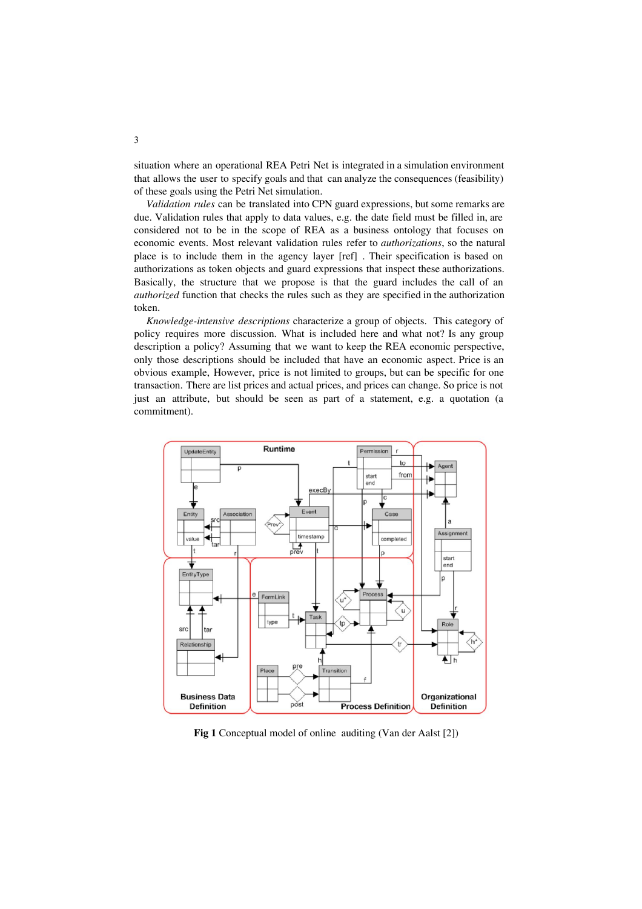situation where an operational REA Petri Net is integrated in a simulation environment that allows the user to specify goals and that can analyze the consequences (feasibility) of these goals using the Petri Net simulation.

*Validation rules* can be translated into CPN guard expressions, but some remarks are due. Validation rules that apply to data values, e.g. the date field must be filled in, are considered not to be in the scope of REA as a business ontology that focuses on economic events. Most relevant validation rules refer to *authorizations*, so the natural place is to include them in the agency layer [ref] . Their specification is based on authorizations as token objects and guard expressions that inspect these authorizations. Basically, the structure that we propose is that the guard includes the call of an *authorized* function that checks the rules such as they are specified in the authorization token.

*Knowledge-intensive descriptions* characterize a group of objects. This category of policy requires more discussion. What is included here and what not? Is any group description a policy? Assuming that we want to keep the REA economic perspective, only those descriptions should be included that have an economic aspect. Price is an obvious example, However, price is not limited to groups, but can be specific for one transaction. There are list prices and actual prices, and prices can change. So price is not just an attribute, but should be seen as part of a statement, e.g. a quotation (a commitment).

**Fig 1** Conceptual model of online auditing (Van der Aalst [2])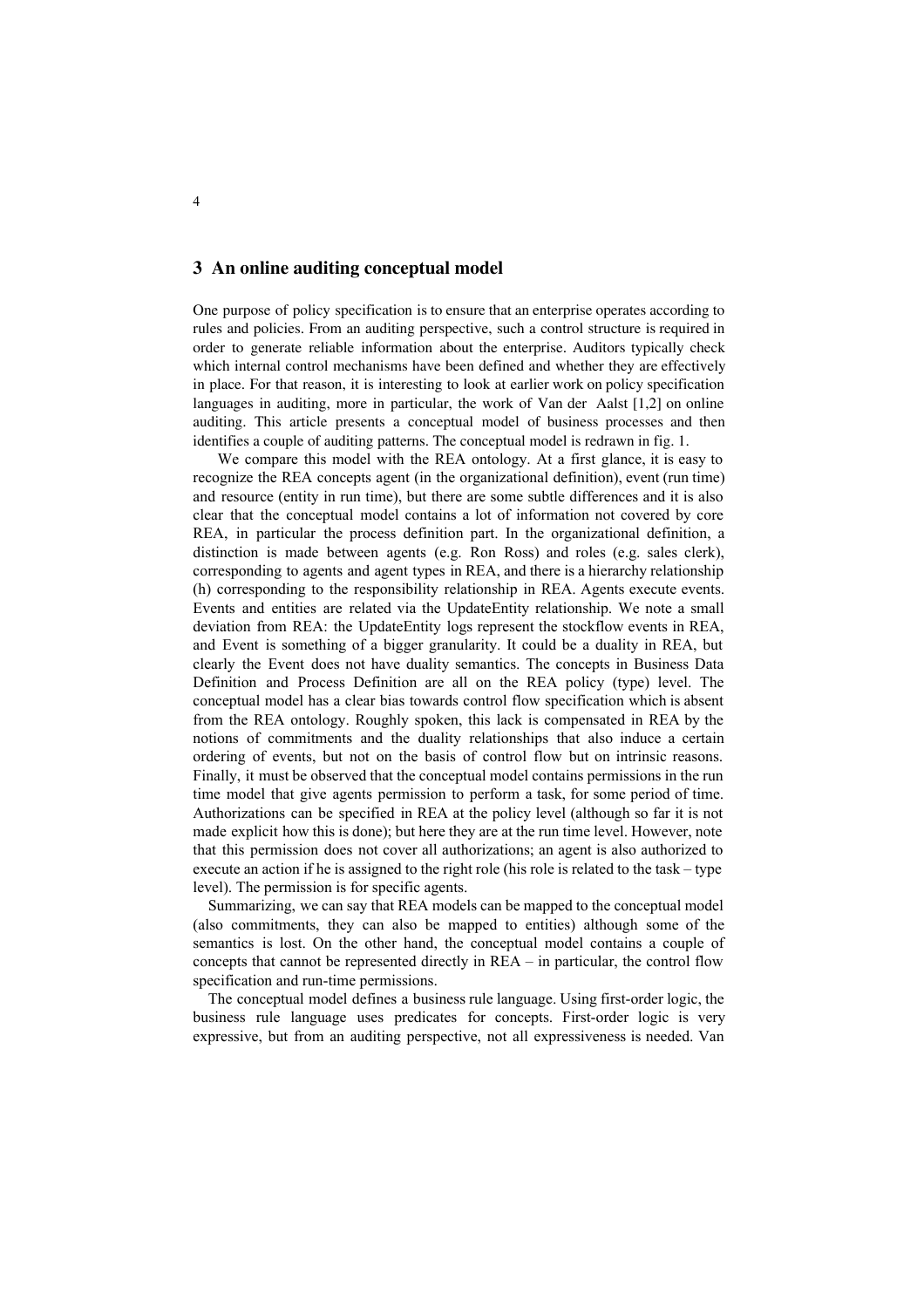## 3 An online auditing conceptual model

One purpose of policy specification is to ensure that an enterprise operates according to rules and policies. From an auditing perspective, such a control structure is required in order to generate reliable information about the enterprise. Auditors typically check which internal control mechanisms have been defined and whether they are effectively in place. For that reason, it is interesting to look at earlier work on policy specification languages in auditing, more in particular, the work of Van der Aalst [1,2] on online auditing. This article presents a conceptual model of business processes and then identifies a couple of auditing patterns. The conceptual model is redrawn in fig. 1.

We compare this model with the REA ontology. At a first glance, it is easy to recognize the REA concepts agent (in the organizational definition), event (run time) and resource (entity in run time), but there are some subtle differences and it is also clear that the conceptual model contains a lot of information not covered by core REA, in particular the process definition part. In the organizational definition, a distinction is made between agents (e.g. Ron Ross) and roles (e.g. sales clerk), corresponding to agents and agent types in REA, and there is a hierarchy relationship (h) corresponding to the responsibility relationship in REA. Agents execute events. Events and entities are related via the UpdateEntity relationship. We note a small deviation from REA: the UpdateEntity logs represent the stockflow events in REA, and Event is something of a bigger granularity. It could be a duality in REA, but clearly the Event does not have duality semantics. The concepts in Business Data Definition and Process Definition are all on the REA policy (type) level. The conceptual model has a clear bias towards control flow specification which is absent from the REA ontology. Roughly spoken, this lack is compensated in REA by the notions of commitments and the duality relationships that also induce a certain ordering of events, but not on the basis of control flow but on intrinsic reasons. Finally, it must be observed that the conceptual model contains permissions in the run time model that give agents permission to perform a task, for some period of time. Authorizations can be specified in REA at the policy level (although so far it is not made explicit how this is done); but here they are at the run time level. However, note that this permission does not cover all authorizations; an agent is also authorized to execute an action if he is assigned to the right role (his role is related to the task – type level). The permission is for specific agents.

Summarizing, we can say that REA models can be mapped to the conceptual model (also commitments, they can also be mapped to entities) although some of the semantics is lost. On the other hand, the conceptual model contains a couple of concepts that cannot be represented directly in REA – in particular, the control flow specification and run-time permissions.

The conceptual model defines a business rule language. Using first-order logic, the business rule language uses predicates for concepts. First-order logic is very expressive, but from an auditing perspective, not all expressiveness is needed. Van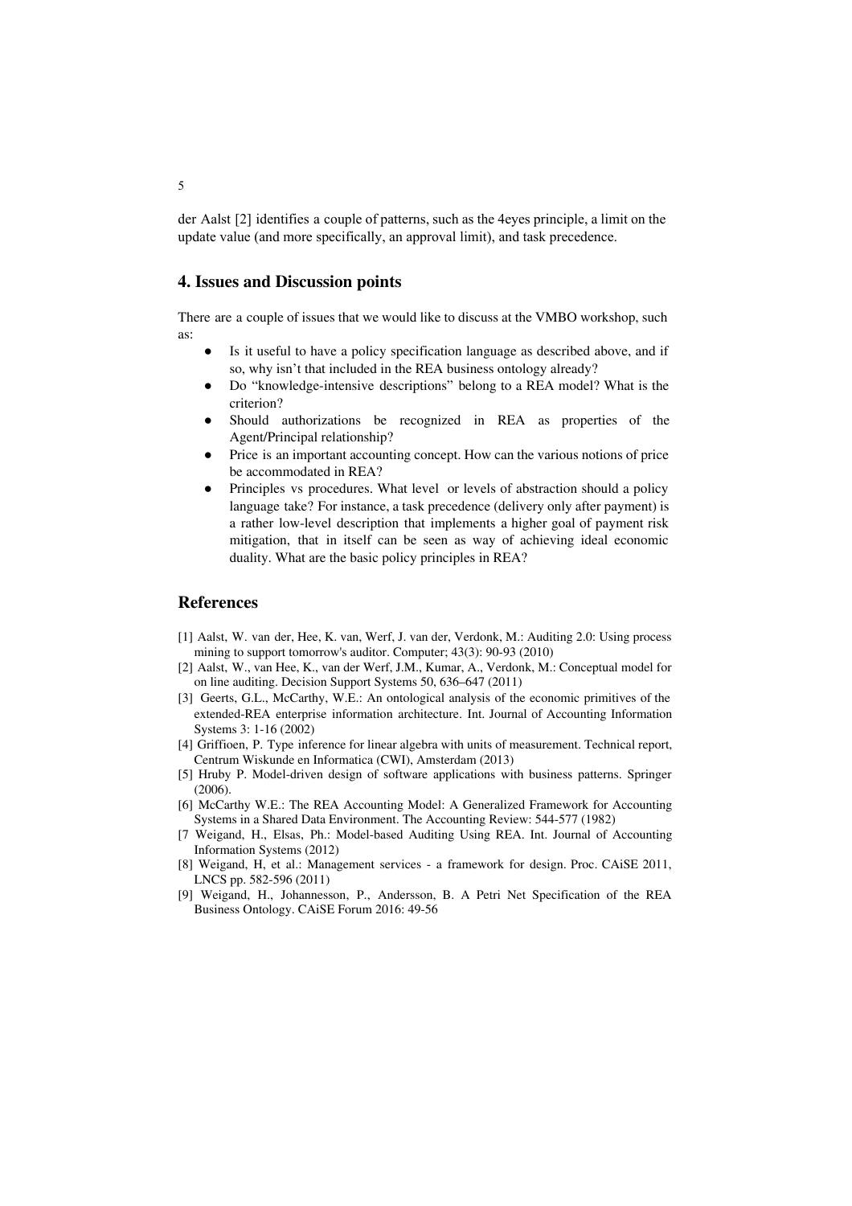der Aalst [2] identifies a couple of patterns, such as the 4eyes principle, a limit on the update value (and more specifically, an approval limit), and task precedence.

## 4. Issues and Discussion points

There are a couple of issues that we would like to discuss at the VMBO workshop, such as:

- Is it useful to have a policy specification language as described above, and if so, why isn't that included in the REA business ontology already?
- Do "knowledge-intensive descriptions" belong to a REA model? What is the criterion?
- Should authorizations be recognized in REA as properties of the Agent/Principal relationship?
- Price is an important accounting concept. How can the various notions of price be accommodated in REA?
- Principles vs procedures. What level or levels of abstraction should a policy language take? For instance, a task precedence (delivery only after payment) is a rather low-level description that implements a higher goal of payment risk mitigation, that in itself can be seen as way of achieving ideal economic duality. What are the basic policy principles in REA?

## References

[1] Aalst, W. van der, Hee, K. van, Werf, J. van der, Verdonk, M.: Auditing 2.0: Using process mining to support tomorrow's auditor. Computer; 43(3): 90-93 (2010)

[2] Aalst, W., van Hee, K., van der Werf, J.M., Kumar, A., Verdonk, M.: Conceptual model for on line auditing. Decision Support Systems 50, 636–647 (2011)

[3] Geerts, G.L., McCarthy, W.E.: An ontological analysis of the economic primitives of the extended-REA enterprise information architecture. Int. Journal of Accounting Information Systems 3: 1-16 (2002)

[4] Griffioen, P. Type inference for linear algebra with units of measurement. Technical report, Centrum Wiskunde en Informatica (CWI), Amsterdam (2013)

[5] Hruby P. Model-driven design of software applications with business patterns. Springer (2006).

[6] McCarthy W.E.: The REA Accounting Model: A Generalized Framework for Accounting Systems in a Shared Data Environment. The Accounting Review: 544-577 (1982)

[7 Weigand, H., Elsas, Ph.: Model-based Auditing Using REA. Int. Journal of Accounting Information Systems (2012)

[8] Weigand, H, et al.: Management services - a framework for design. Proc. CAiSE 2011, LNCS pp. 582-596 (2011)

[9] Weigand, H., Johannesson, P., Andersson, B. A Petri Net Specification of the REA Business Ontology. CAiSE Forum 2016: 49-56